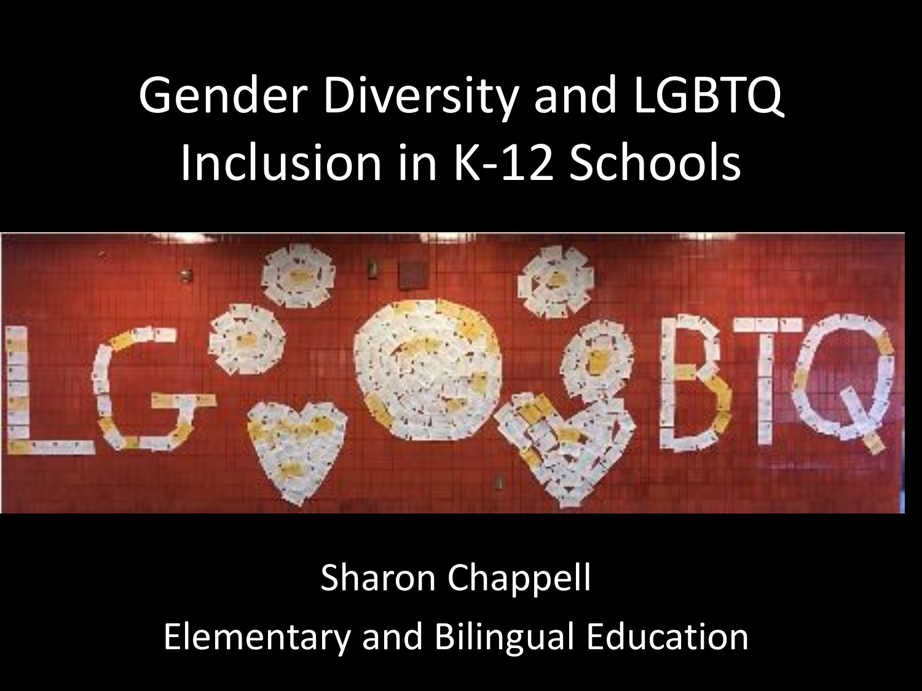# Gender Diversity and LGBTQ Inclusion in K-12 Schools

Sharon Chappell

Elementary and Bilingual Education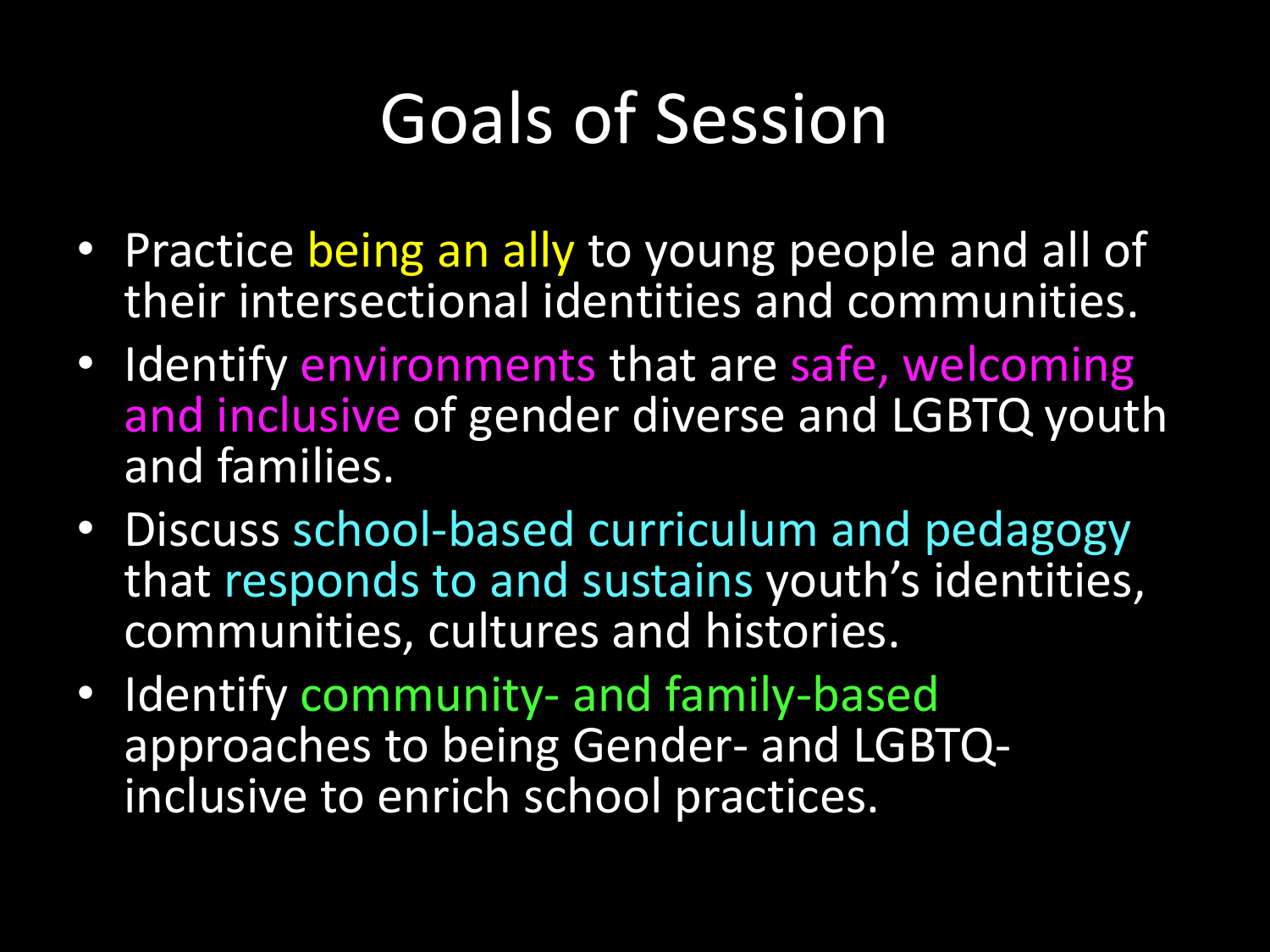# Goals of Session

- Practice being an ally to young people and all of their intersectional identities and communities.
- Identify environments that are safe, welcoming and inclusive of gender diverse and LGBTQ youth and families.
- Discuss school-based curriculum and pedagogy that responds to and sustains youth's identities, communities, cultures and histories.
- Identify community- and family-based approaches to being Gender- and LGBTQ-inclusive to enrich school practices.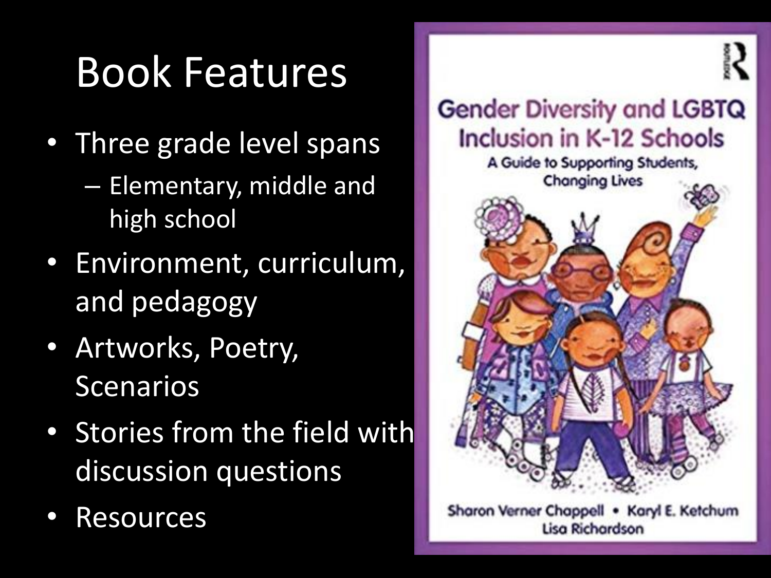# Book Features

- Three grade level spans
  - Elementary, middle and high school
- Environment, curriculum, and pedagogy
- Artworks, Poetry, Scenarios
- Stories from the field with discussion questions
- Resources

Gender Diversity and LGBTQ Inclusion in K-12 Schools

A Guide to Supporting Students, Changing Lives

Sharon Verner Chappell • Karyl E. Ketchum
Lisa Richardson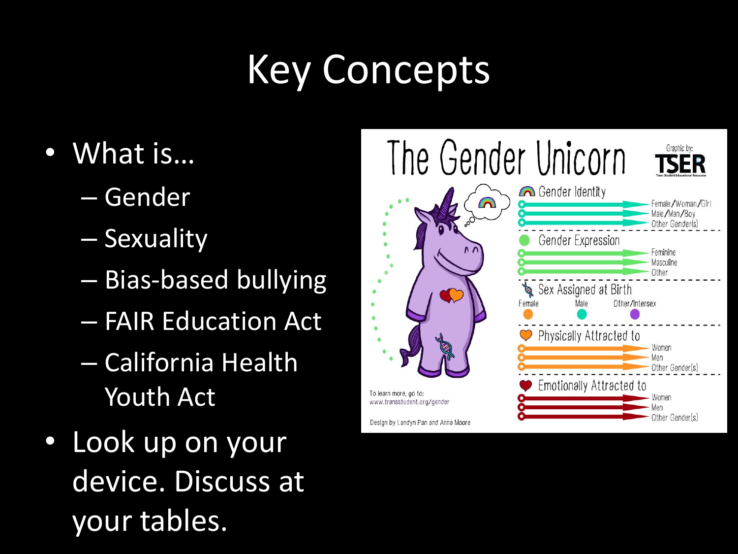# Key Concepts

- What is…
  - Gender
  - Sexuality
  - Bias-based bullying
  - FAIR Education Act
  - California Health Youth Act
- Look up on your device. Discuss at your tables.

## The Gender Unicorn

Graphic by: TSER (Trans Student Educational Resources)

**Gender Identity**
- Female/Woman/Girl
- Male/Man/Boy
- Other Gender(s)

**Gender Expression**
- Feminine
- Masculine
- Other

**Sex Assigned at Birth**
- Female
- Male
- Other/Intersex

**Physically Attracted to**
- Women
- Men
- Other Gender(s)

**Emotionally Attracted to**
- Women
- Men
- Other Gender(s)

To learn more, go to: www.transstudent.org/gender

Design by Landyn Pan and Anna Moore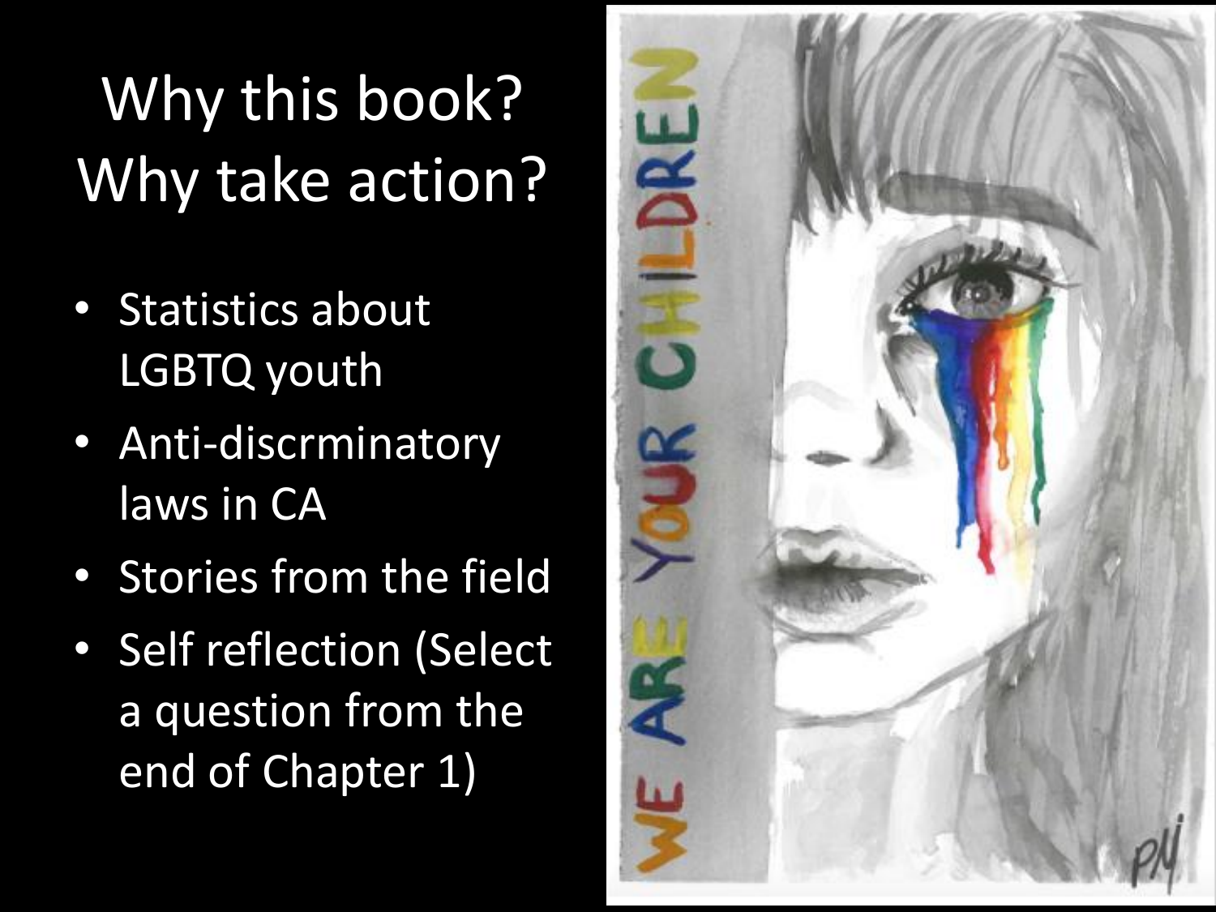# Why this book? Why take action?

- Statistics about LGBTQ youth
- Anti-discrminatory laws in CA
- Stories from the field
- Self reflection (Select a question from the end of Chapter 1)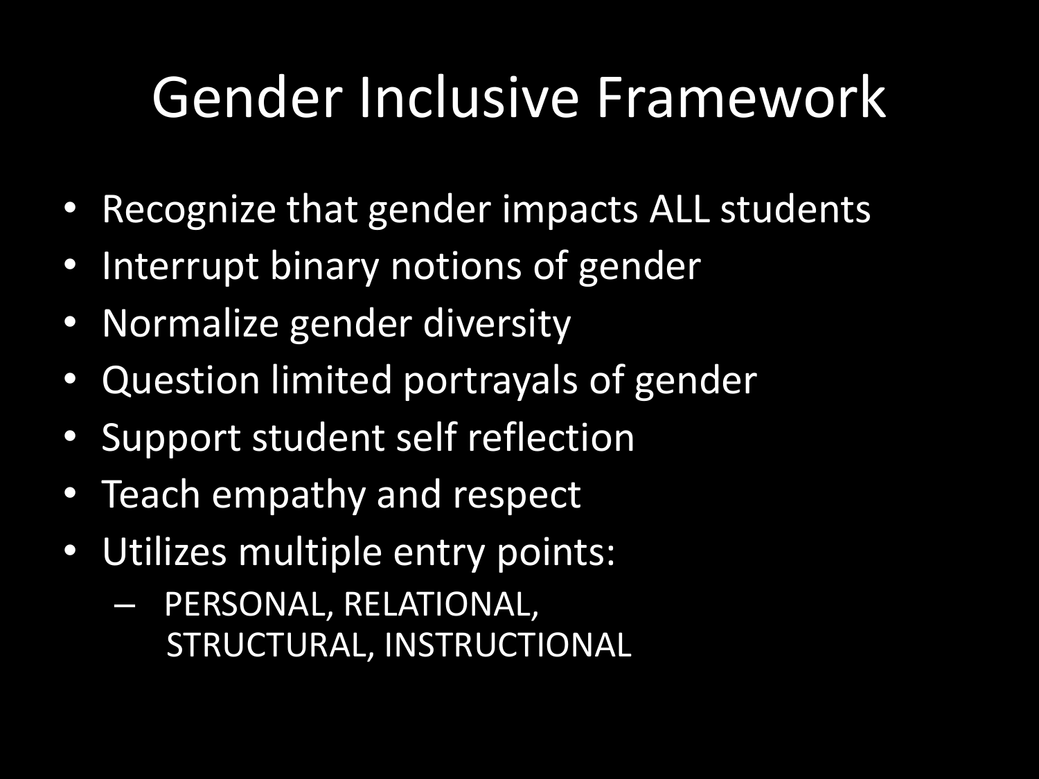# Gender Inclusive Framework

- Recognize that gender impacts ALL students
- Interrupt binary notions of gender
- Normalize gender diversity
- Question limited portrayals of gender
- Support student self reflection
- Teach empathy and respect
- Utilizes multiple entry points:
  - PERSONAL, RELATIONAL, STRUCTURAL, INSTRUCTIONAL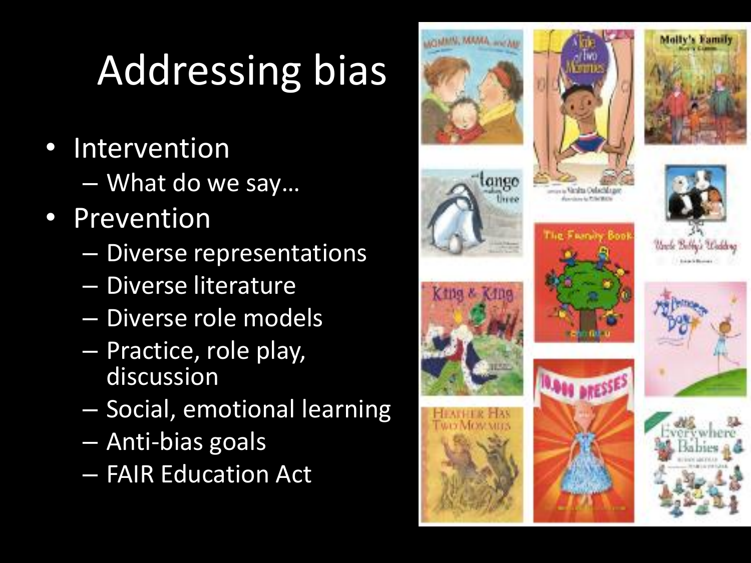# Addressing bias

- Intervention
  - What do we say…
- Prevention
  - Diverse representations
  - Diverse literature
  - Diverse role models
  - Practice, role play, discussion
  - Social, emotional learning
  - Anti-bias goals
  - FAIR Education Act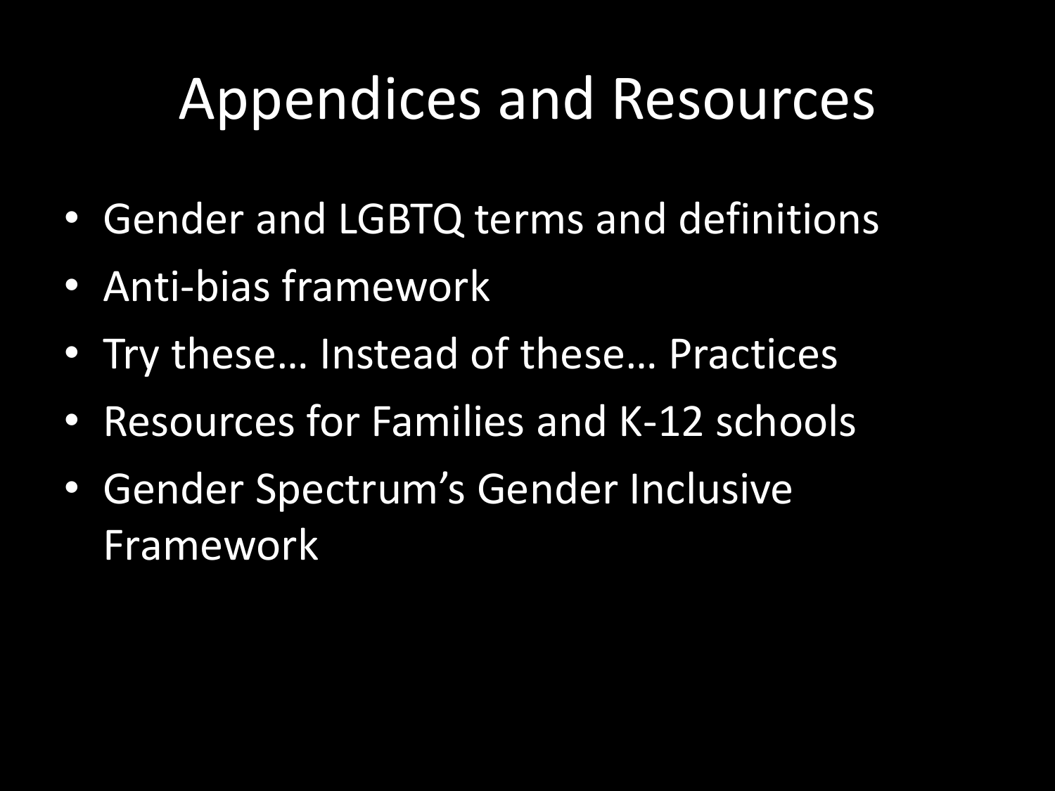# Appendices and Resources

- Gender and LGBTQ terms and definitions
- Anti-bias framework
- Try these… Instead of these… Practices
- Resources for Families and K-12 schools
- Gender Spectrum's Gender Inclusive Framework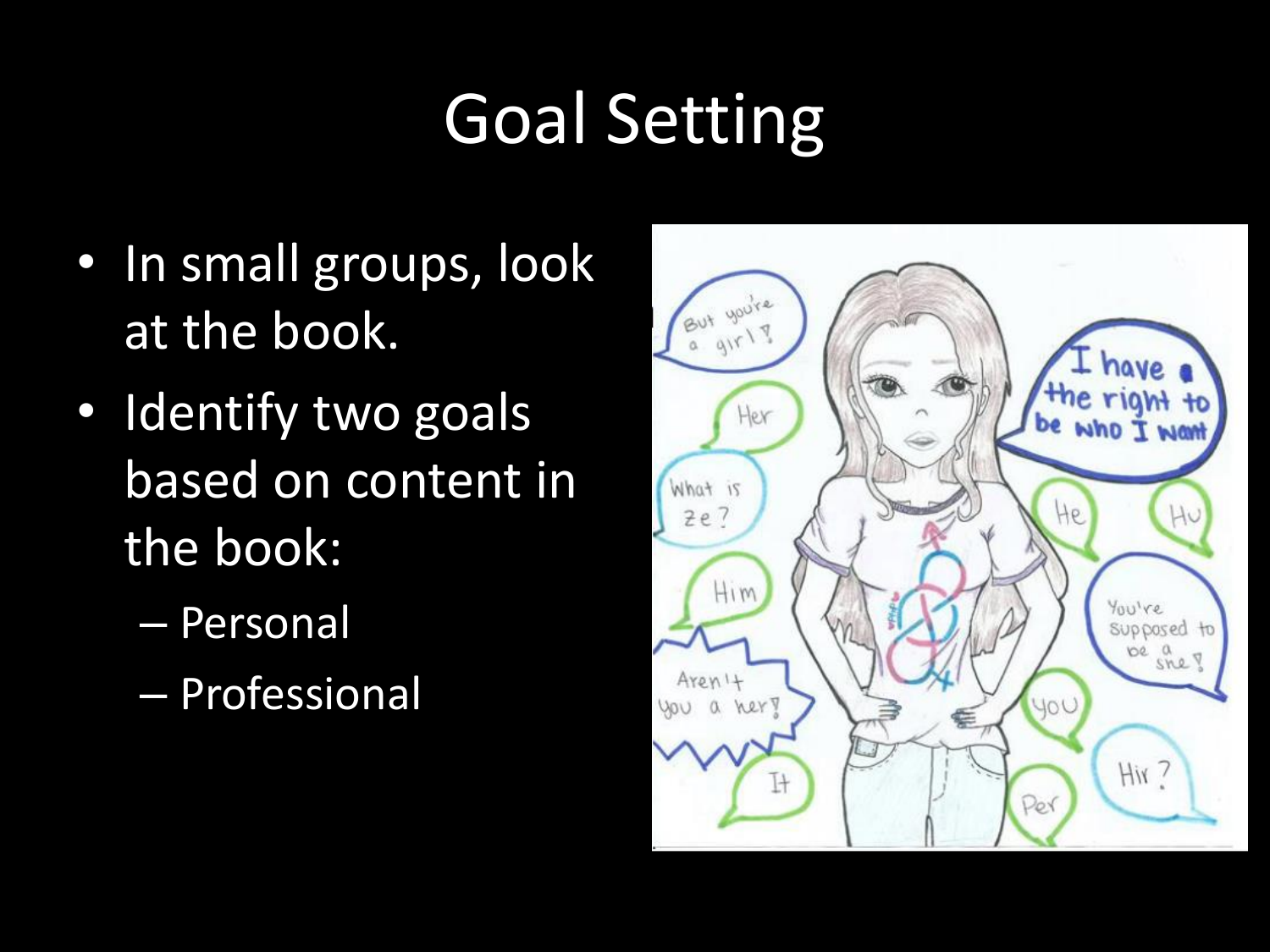# Goal Setting

- In small groups, look at the book.
- Identify two goals based on content in the book:
  - Personal
  - Professional